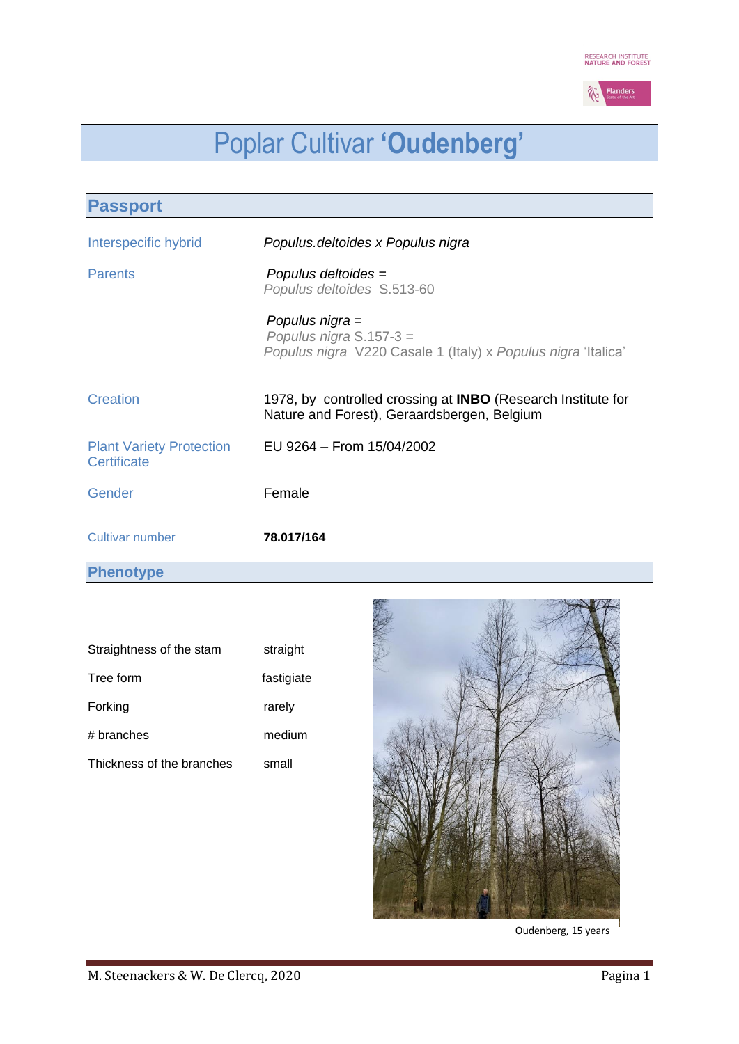# Poplar Cultivar **'Oudenberg'**

## Passport

| | |
|---|---|
| Interspecific hybrid | *Populus.deltoides x Populus nigra* |
| Parents | *Populus deltoides* = *Populus deltoides* S.513-60<br><br>*Populus nigra* = *Populus nigra* S.157-3 = *Populus nigra* V220 Casale 1 (Italy) x *Populus nigra* 'Italica' |
| Creation | 1978, by controlled crossing at **INBO** (Research Institute for Nature and Forest), Geraardsbergen, Belgium |
| Plant Variety Protection Certificate | EU 9264 – From 15/04/2002 |
| Gender | Female |
| Cultivar number | **78.017/164** |

## Phenotype

| | |
|---|---|
| Straightness of the stam | straight |
| Tree form | fastigiate |
| Forking | rarely |
| # branches | medium |
| Thickness of the branches | small |

Oudenberg, 15 years

M. Steenackers & W. De Clercq, 2020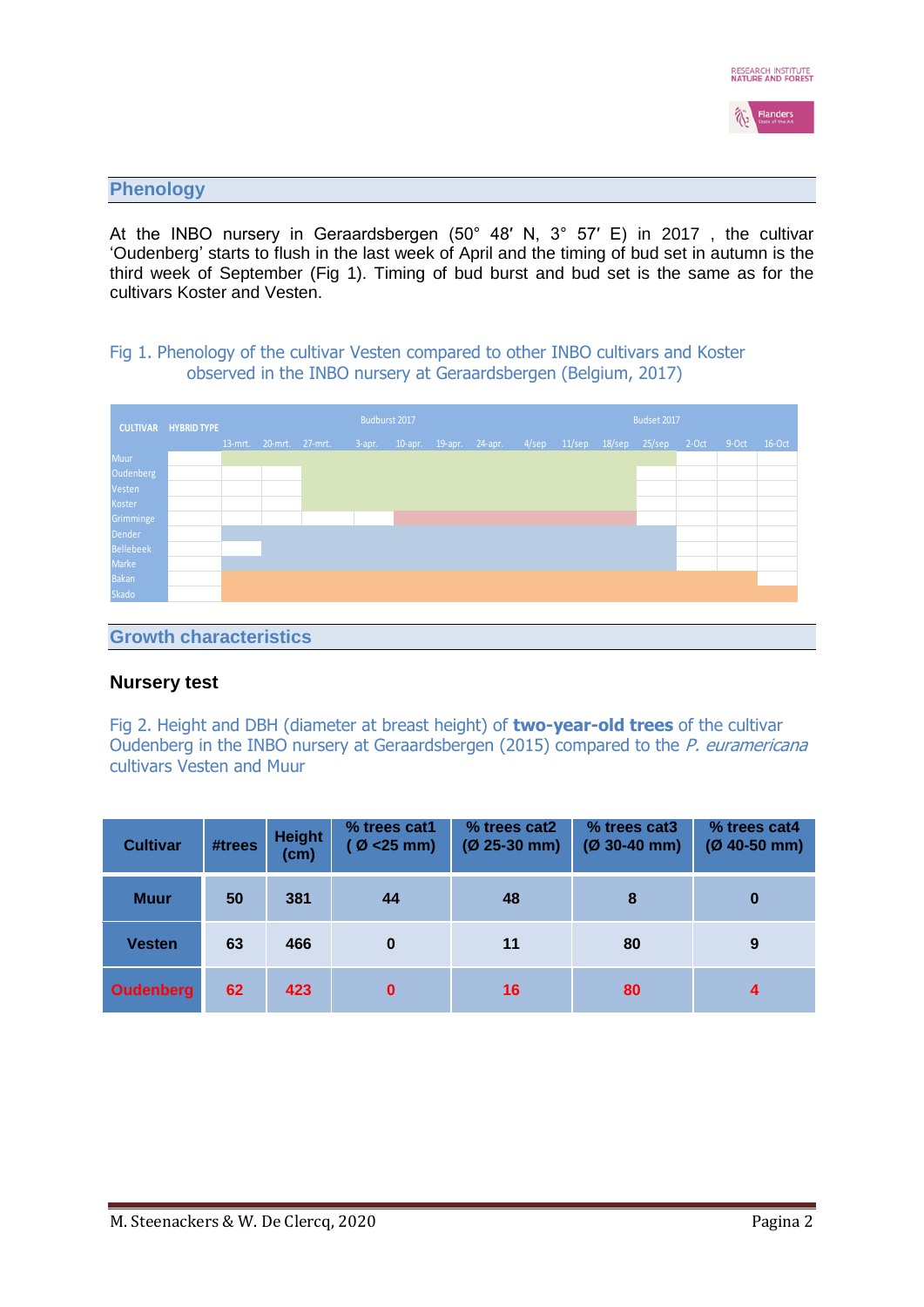## Phenology

At the INBO nursery in Geraardsbergen (50° 48′ N, 3° 57′ E) in 2017 , the cultivar 'Oudenberg' starts to flush in the last week of April and the timing of bud set in autumn is the third week of September (Fig 1). Timing of bud burst and bud set is the same as for the cultivars Koster and Vesten.

Fig 1. Phenology of the cultivar Vesten compared to other INBO cultivars and Koster observed in the INBO nursery at Geraardsbergen (Belgium, 2017)

| CULTIVAR | HYBRID TYPE | Budburst 2017 | | | | | | | Budset 2017 | | | | | | |
|---|---|---|---|---|---|---|---|---|---|---|---|---|---|---|---|
| | | 13-mrt. | 20-mrt. | 27-mrt. | 3-apr. | 10-apr. | 19-apr. | 24-apr. | 4/sep | 11/sep | 18/sep | 25/sep | 2-Oct | 9-Oct | 16-Oct |
| Muur | | | | | | | | | | | | | | | |
| Oudenberg | | | | | | | | | | | | | | | |
| Vesten | | | | | | | | | | | | | | | |
| Koster | | | | | | | | | | | | | | | |
| Grimminge | | | | | | | | | | | | | | | |
| Dender | | | | | | | | | | | | | | | |
| Bellebeek | | | | | | | | | | | | | | | |
| Marke | | | | | | | | | | | | | | | |
| Bakan | | | | | | | | | | | | | | | |
| Skado | | | | | | | | | | | | | | | |

## Growth characteristics

### Nursery test

Fig 2. Height and DBH (diameter at breast height) of **two-year-old trees** of the cultivar Oudenberg in the INBO nursery at Geraardsbergen (2015) compared to the *P. euramericana* cultivars Vesten and Muur

| Cultivar | #trees | Height (cm) | % trees cat1 (Ø <25 mm) | % trees cat2 (Ø 25-30 mm) | % trees cat3 (Ø 30-40 mm) | % trees cat4 (Ø 40-50 mm) |
|---|---|---|---|---|---|---|
| Muur | 50 | 381 | 44 | 48 | 8 | 0 |
| Vesten | 63 | 466 | 0 | 11 | 80 | 9 |
| Oudenberg | 62 | 423 | 0 | 16 | 80 | 4 |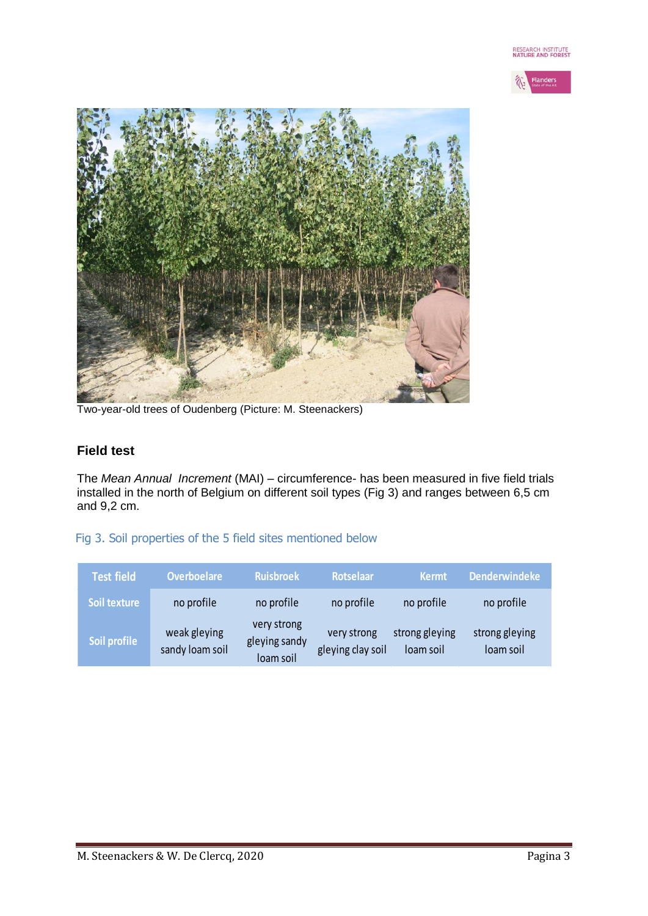Two-year-old trees of Oudenberg (Picture: M. Steenackers)

### Field test

The *Mean Annual Increment* (MAI) – circumference- has been measured in five field trials installed in the north of Belgium on different soil types (Fig 3) and ranges between 6,5 cm and 9,2 cm.

Fig 3. Soil properties of the 5 field sites mentioned below

| Test field | Overboelare | Ruisbroek | Rotselaar | Kermt | Denderwindeke |
|---|---|---|---|---|---|
| Soil texture | no profile | no profile | no profile | no profile | no profile |
| Soil profile | weak gleying sandy loam soil | very strong gleying sandy loam soil | very strong gleying clay soil | strong gleying loam soil | strong gleying loam soil |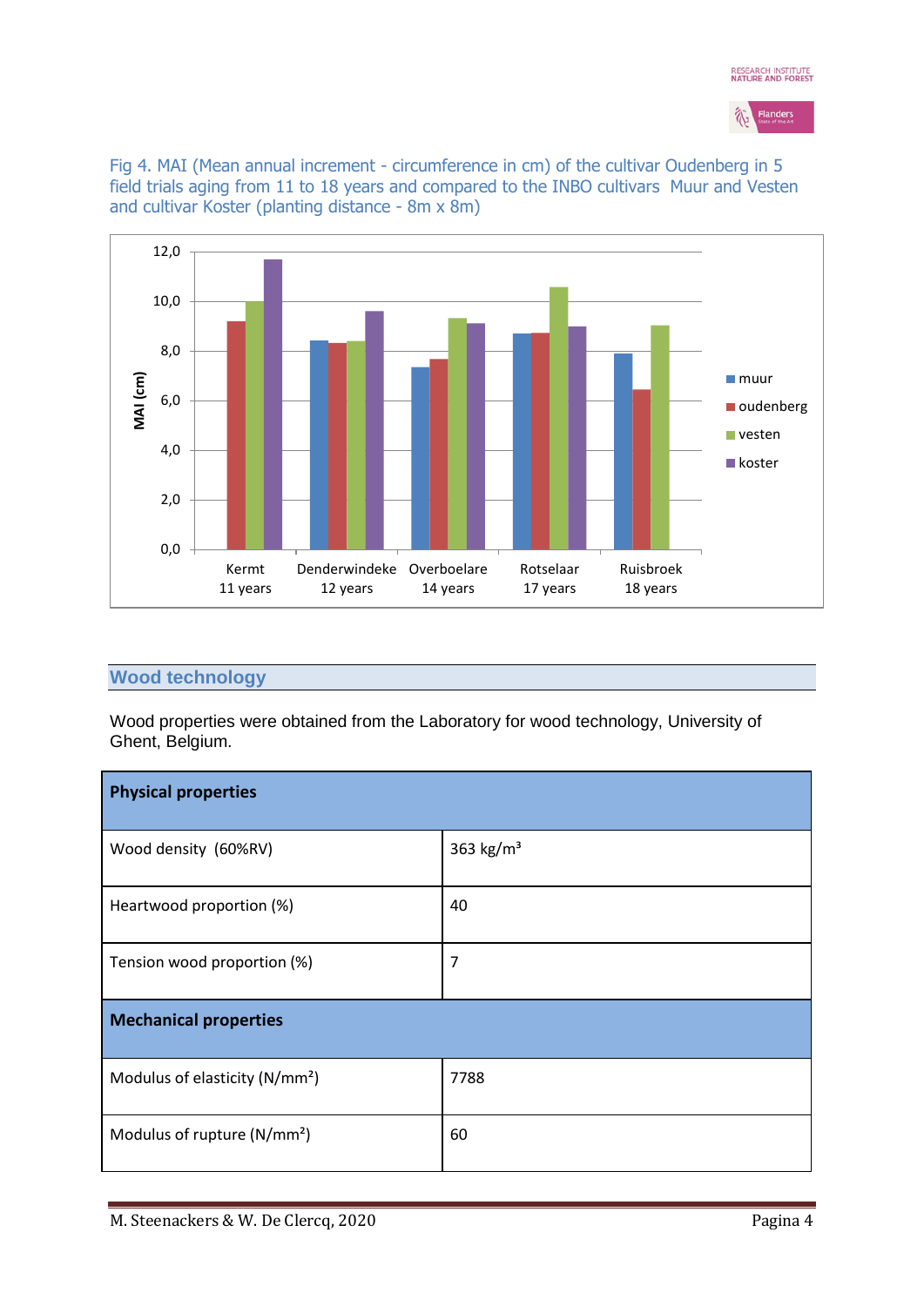Fig 4. MAI (Mean annual increment - circumference in cm) of the cultivar Oudenberg in 5 field trials aging from 11 to 18 years and compared to the INBO cultivars Muur and Vesten and cultivar Koster (planting distance - 8m x 8m)

## Wood technology

Wood properties were obtained from the Laboratory for wood technology, University of Ghent, Belgium.

| **Physical properties** | |
|---|---|
| Wood density (60%RV) | 363 kg/m³ |
| Heartwood proportion (%) | 40 |
| Tension wood proportion (%) | 7 |
| **Mechanical properties** | |
| Modulus of elasticity (N/mm²) | 7788 |
| Modulus of rupture (N/mm²) | 60 |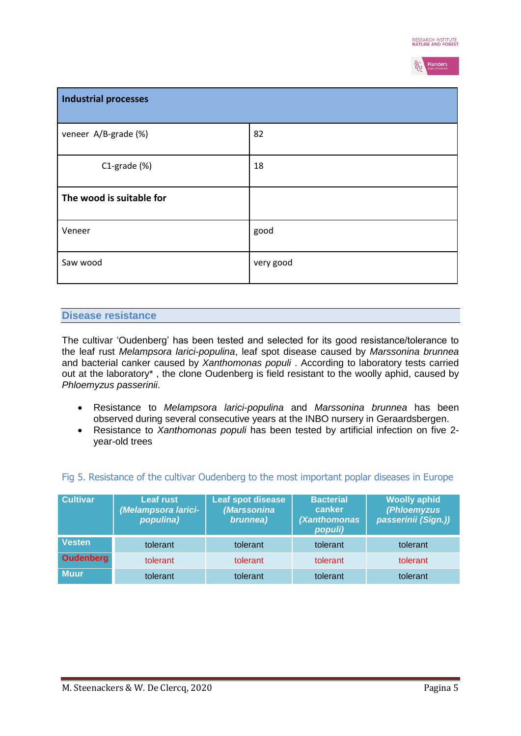| **Industrial processes** | |
|---|---|
| veneer A/B-grade (%) | 82 |
| C1-grade (%) | 18 |
| **The wood is suitable for** | |
| Veneer | good |
| Saw wood | very good |

## Disease resistance

The cultivar 'Oudenberg' has been tested and selected for its good resistance/tolerance to the leaf rust *Melampsora larici-populina*, leaf spot disease caused by *Marssonina brunnea* and bacterial canker caused by *Xanthomonas populi* . According to laboratory tests carried out at the laboratory* , the clone Oudenberg is field resistant to the woolly aphid, caused by *Phloemyzus passerinii*.

- Resistance to *Melampsora larici-populina* and *Marssonina brunnea* has been observed during several consecutive years at the INBO nursery in Geraardsbergen.
- Resistance to *Xanthomonas populi* has been tested by artificial infection on five 2-year-old trees

Fig 5. Resistance of the cultivar Oudenberg to the most important poplar diseases in Europe

| Cultivar | Leaf rust *(Melampsora larici-populina)* | Leaf spot disease *(Marssonina brunnea)* | Bacterial canker *(Xanthomonas populi)* | Woolly aphid *(Phloemyzus passerinii (Sign.))* |
|---|---|---|---|---|
| Vesten | tolerant | tolerant | tolerant | tolerant |
| Oudenberg | tolerant | tolerant | tolerant | tolerant |
| Muur | tolerant | tolerant | tolerant | tolerant |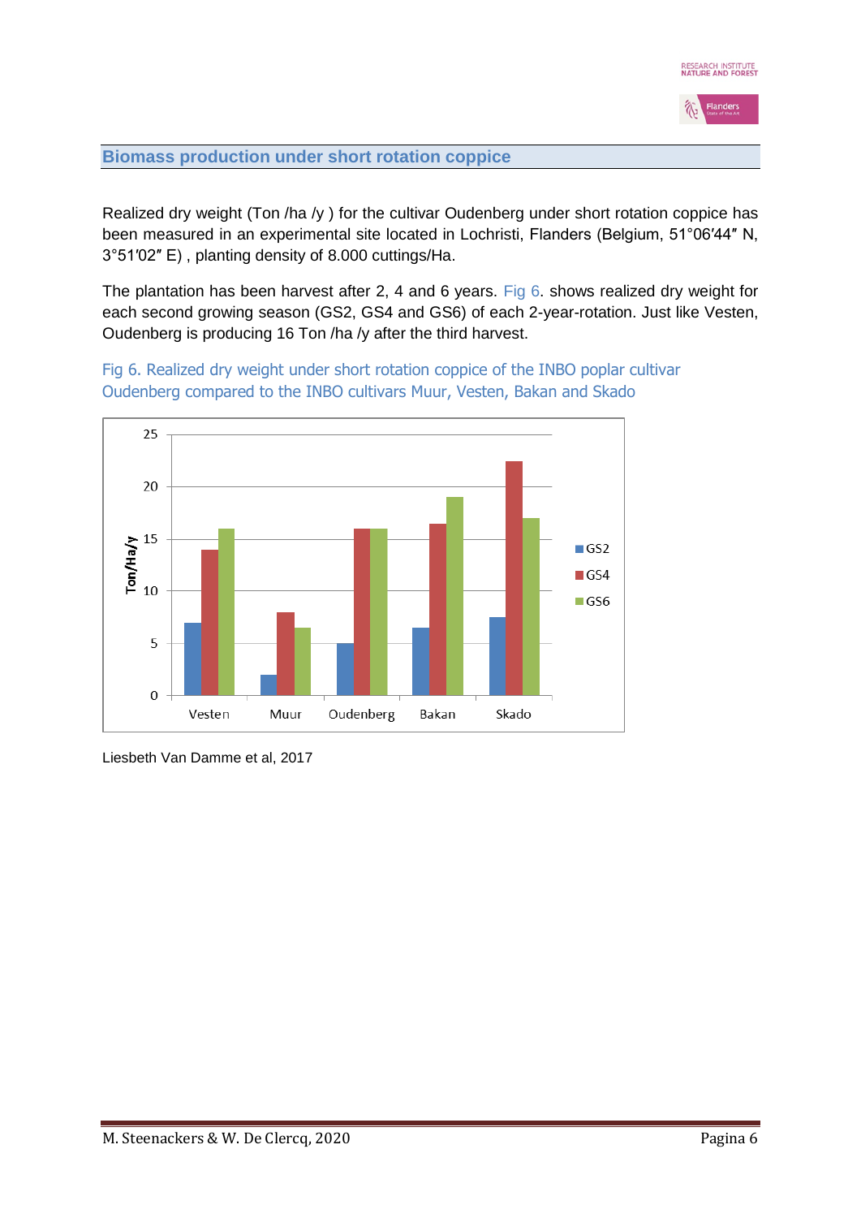## Biomass production under short rotation coppice

Realized dry weight (Ton /ha /y ) for the cultivar Oudenberg under short rotation coppice has been measured in an experimental site located in Lochristi, Flanders (Belgium, 51°06′44″ N, 3°51′02″ E) , planting density of 8.000 cuttings/Ha.

The plantation has been harvest after 2, 4 and 6 years. Fig 6. shows realized dry weight for each second growing season (GS2, GS4 and GS6) of each 2-year-rotation. Just like Vesten, Oudenberg is producing 16 Ton /ha /y after the third harvest.

Fig 6. Realized dry weight under short rotation coppice of the INBO poplar cultivar Oudenberg compared to the INBO cultivars Muur, Vesten, Bakan and Skado

Ton/Ha/y
25
20
15
10
5
0
Vesten
Muur
Oudenberg
Bakan
Skado
GS2
GS4
GS6

Liesbeth Van Damme et al, 2017